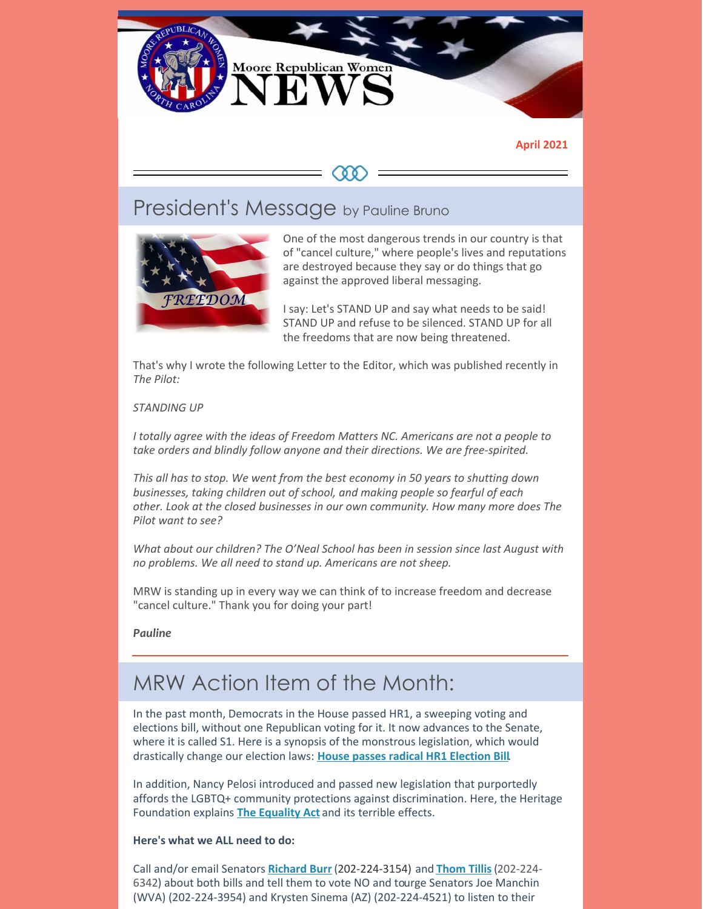# Moore Republican Women NEWS

**April 2021**

## President's Message by Pauline Bruno

One of the most dangerous trends in our country is that of "cancel culture," where people's lives and reputations are destroyed because they say or do things that go against the approved liberal messaging.

I say: Let's STAND UP and say what needs to be said! STAND UP and refuse to be silenced. STAND UP for all the freedoms that are now being threatened.

That's why I wrote the following Letter to the Editor, which was published recently in *The Pilot:*

*STANDING UP*

*I totally agree with the ideas of Freedom Matters NC. Americans are not a people to take orders and blindly follow anyone and their directions. We are free-spirited.*

*This all has to stop. We went from the best economy in 50 years to shutting down businesses, taking children out of school, and making people so fearful of each other. Look at the closed businesses in our own community. How many more does The Pilot want to see?*

*What about our children? The O'Neal School has been in session since last August with no problems. We all need to stand up. Americans are not sheep.*

MRW is standing up in every way we can think of to increase freedom and decrease "cancel culture." Thank you for doing your part!

***Pauline***

---

## MRW Action Item of the Month:

In the past month, Democrats in the House passed HR1, a sweeping voting and elections bill, without one Republican voting for it. It now advances to the Senate, where it is called S1. Here is a synopsis of the monstrous legislation, which would drastically change our election laws: **House passes radical HR1 Election Bill**

In addition, Nancy Pelosi introduced and passed new legislation that purportedly affords the LGBTQ+ community protections against discrimination. Here, the Heritage Foundation explains **The Equality Act** and its terrible effects.

**Here's what we ALL need to do:**

Call and/or email Senators **Richard Burr** (202-224-3154) and **Thom Tillis** (202-224-6342) about both bills and tell them to vote NO and tourge Senators Joe Manchin (WVA) (202-224-3954) and Krysten Sinema (AZ) (202-224-4521) to listen to their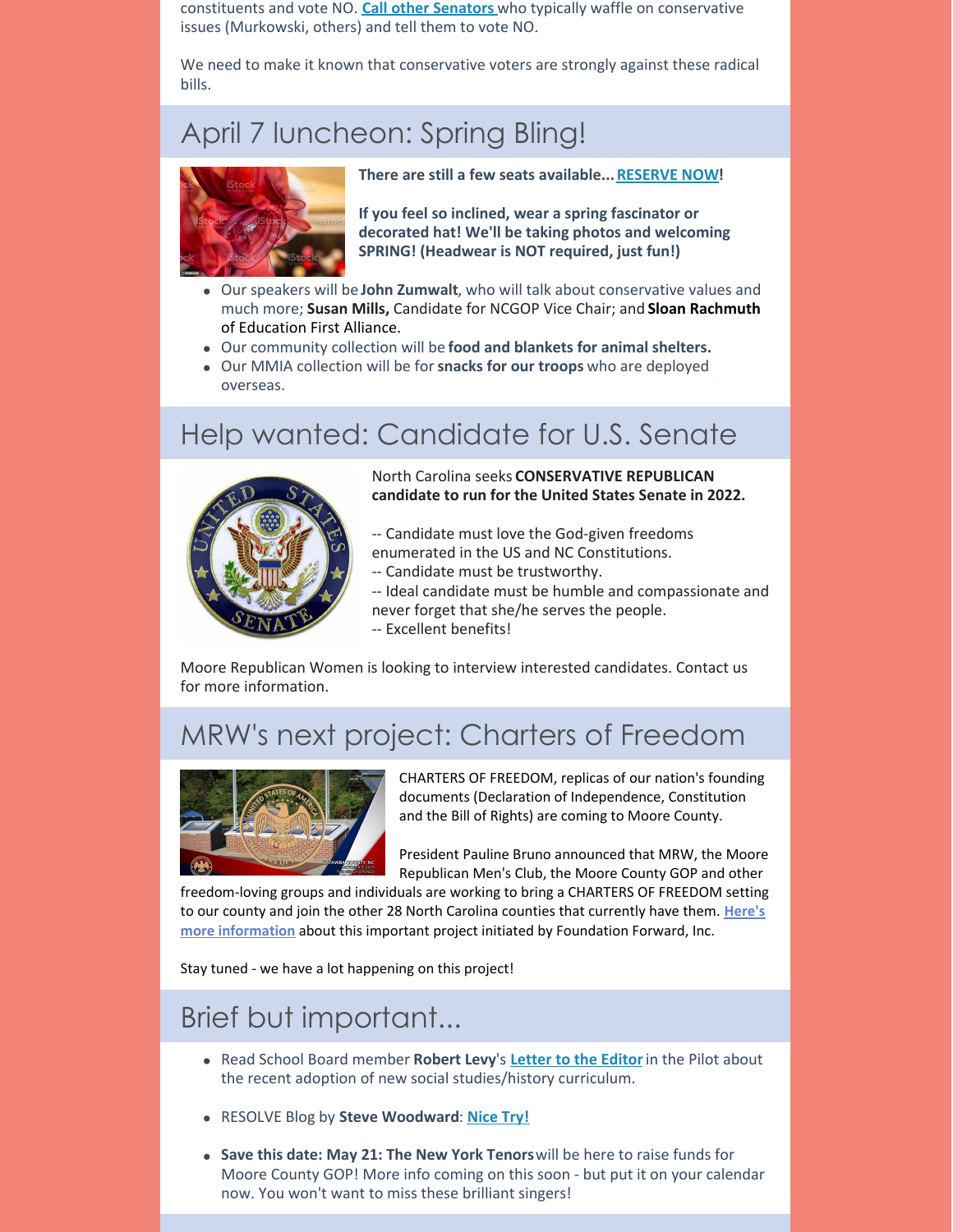constituents and vote NO. **Call other Senators** who typically waffle on conservative issues (Murkowski, others) and tell them to vote NO.

We need to make it known that conservative voters are strongly against these radical bills.

## April 7 luncheon: Spring Bling!

**There are still a few seats available... RESERVE NOW!**

**If you feel so inclined, wear a spring fascinator or decorated hat! We'll be taking photos and welcoming SPRING! (Headwear is NOT required, just fun!)**

- Our speakers will be **John Zumwalt**, who will talk about conservative values and much more; **Susan Mills,** Candidate for NCGOP Vice Chair; and **Sloan Rachmuth** of Education First Alliance.
- Our community collection will be **food and blankets for animal shelters.**
- Our MMIA collection will be for **snacks for our troops** who are deployed overseas.

## Help wanted: Candidate for U.S. Senate

North Carolina seeks **CONSERVATIVE REPUBLICAN candidate to run for the United States Senate in 2022.**

-- Candidate must love the God-given freedoms enumerated in the US and NC Constitutions.
-- Candidate must be trustworthy.
-- Ideal candidate must be humble and compassionate and never forget that she/he serves the people.
-- Excellent benefits!

Moore Republican Women is looking to interview interested candidates. Contact us for more information.

## MRW's next project: Charters of Freedom

CHARTERS OF FREEDOM, replicas of our nation's founding documents (Declaration of Independence, Constitution and the Bill of Rights) are coming to Moore County.

President Pauline Bruno announced that MRW, the Moore Republican Men's Club, the Moore County GOP and other freedom-loving groups and individuals are working to bring a CHARTERS OF FREEDOM setting to our county and join the other 28 North Carolina counties that currently have them. Here's more information about this important project initiated by Foundation Forward, Inc.

Stay tuned - we have a lot happening on this project!

## Brief but important...

- Read School Board member **Robert Levy**'s Letter to the Editor in the Pilot about the recent adoption of new social studies/history curriculum.
- RESOLVE Blog by **Steve Woodward**: Nice Try!
- **Save this date: May 21: The New York Tenors** will be here to raise funds for Moore County GOP! More info coming on this soon - but put it on your calendar now. You won't want to miss these brilliant singers!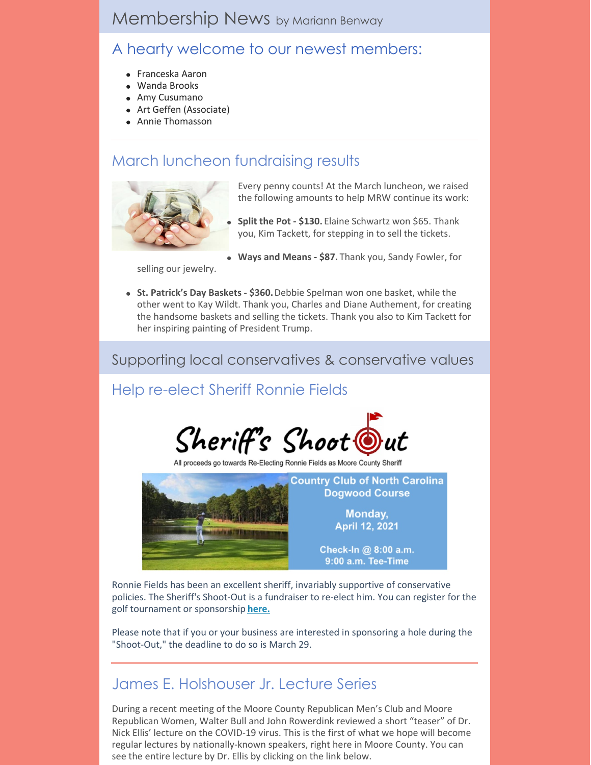# Membership News by Mariann Benway

## A hearty welcome to our newest members:

- Franceska Aaron
- Wanda Brooks
- Amy Cusumano
- Art Geffen (Associate)
- Annie Thomasson

## March luncheon fundraising results

Every penny counts! At the March luncheon, we raised the following amounts to help MRW continue its work:

- **Split the Pot - $130.** Elaine Schwartz won $65. Thank you, Kim Tackett, for stepping in to sell the tickets.
- **Ways and Means - $87.** Thank you, Sandy Fowler, for selling our jewelry.
- **St. Patrick's Day Baskets - $360.** Debbie Spelman won one basket, while the other went to Kay Wildt. Thank you, Charles and Diane Authement, for creating the handsome baskets and selling the tickets. Thank you also to Kim Tackett for her inspiring painting of President Trump.

# Supporting local conservatives & conservative values

## Help re-elect Sheriff Ronnie Fields

**Sheriff's Shoot Out**

All proceeds go towards Re-Electing Ronnie Fields as Moore County Sheriff

Country Club of North Carolina
Dogwood Course

Monday,
April 12, 2021

Check-In @ 8:00 a.m.
9:00 a.m. Tee-Time

Ronnie Fields has been an excellent sheriff, invariably supportive of conservative policies. The Sheriff's Shoot-Out is a fundraiser to re-elect him. You can register for the golf tournament or sponsorship **here.**

Please note that if you or your business are interested in sponsoring a hole during the "Shoot-Out," the deadline to do so is March 29.

## James E. Holshouser Jr. Lecture Series

During a recent meeting of the Moore County Republican Men's Club and Moore Republican Women, Walter Bull and John Rowerdink reviewed a short "teaser" of Dr. Nick Ellis' lecture on the COVID-19 virus. This is the first of what we hope will become regular lectures by nationally-known speakers, right here in Moore County. You can see the entire lecture by Dr. Ellis by clicking on the link below.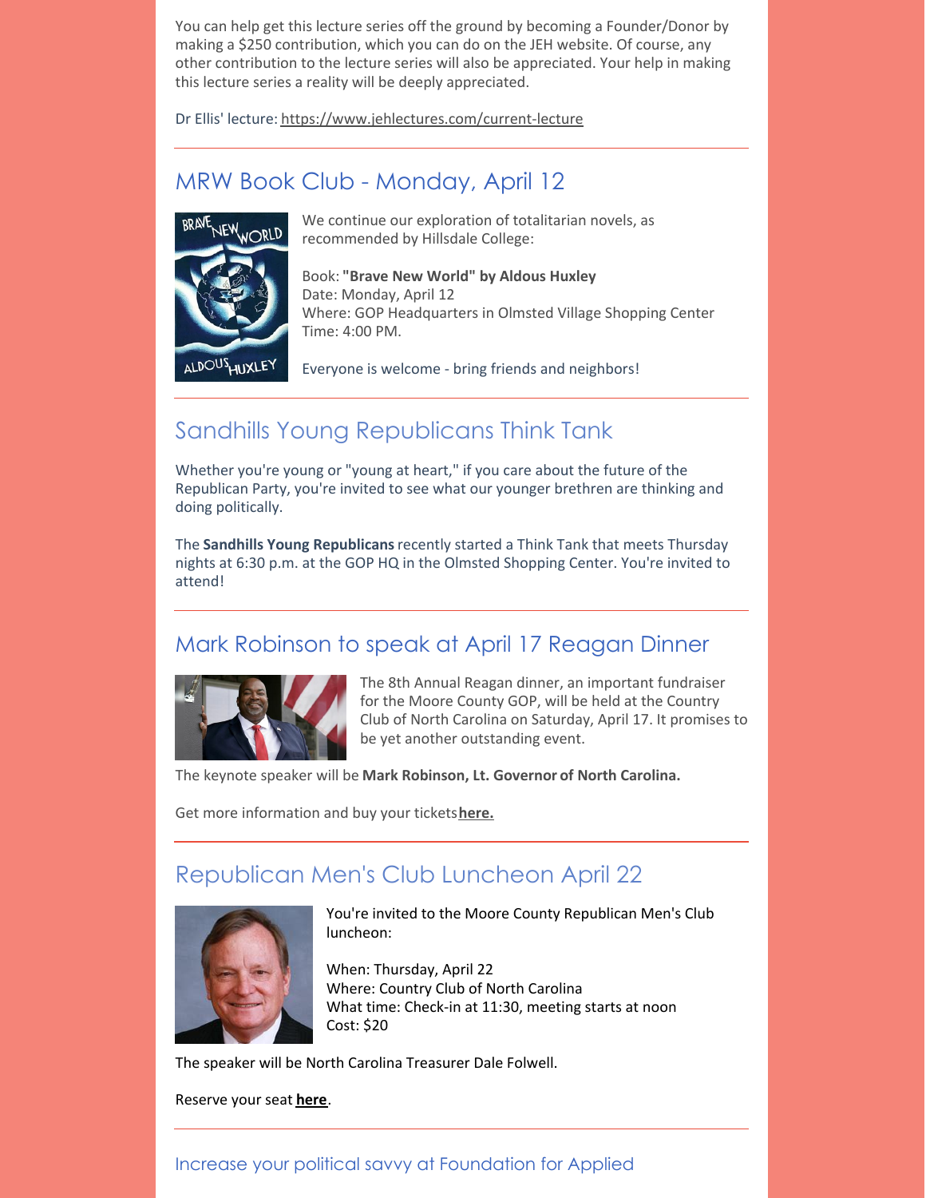You can help get this lecture series off the ground by becoming a Founder/Donor by making a $250 contribution, which you can do on the JEH website. Of course, any other contribution to the lecture series will also be appreciated. Your help in making this lecture series a reality will be deeply appreciated.

Dr Ellis' lecture: https://www.jehlectures.com/current-lecture

---

## MRW Book Club - Monday, April 12

We continue our exploration of totalitarian novels, as recommended by Hillsdale College:

Book: **"Brave New World" by Aldous Huxley**
Date: Monday, April 12
Where: GOP Headquarters in Olmsted Village Shopping Center
Time: 4:00 PM.

Everyone is welcome - bring friends and neighbors!

---

## Sandhills Young Republicans Think Tank

Whether you're young or "young at heart," if you care about the future of the Republican Party, you're invited to see what our younger brethren are thinking and doing politically.

The **Sandhills Young Republicans** recently started a Think Tank that meets Thursday nights at 6:30 p.m. at the GOP HQ in the Olmsted Shopping Center. You're invited to attend!

---

## Mark Robinson to speak at April 17 Reagan Dinner

The 8th Annual Reagan dinner, an important fundraiser for the Moore County GOP, will be held at the Country Club of North Carolina on Saturday, April 17. It promises to be yet another outstanding event.

The keynote speaker will be **Mark Robinson, Lt. Governor of North Carolina.**

Get more information and buy your tickets **here.**

---

## Republican Men's Club Luncheon April 22

You're invited to the Moore County Republican Men's Club luncheon:

When: Thursday, April 22
Where: Country Club of North Carolina
What time: Check-in at 11:30, meeting starts at noon
Cost: $20

The speaker will be North Carolina Treasurer Dale Folwell.

Reserve your seat **here**.

---

### Increase your political savvy at Foundation for Applied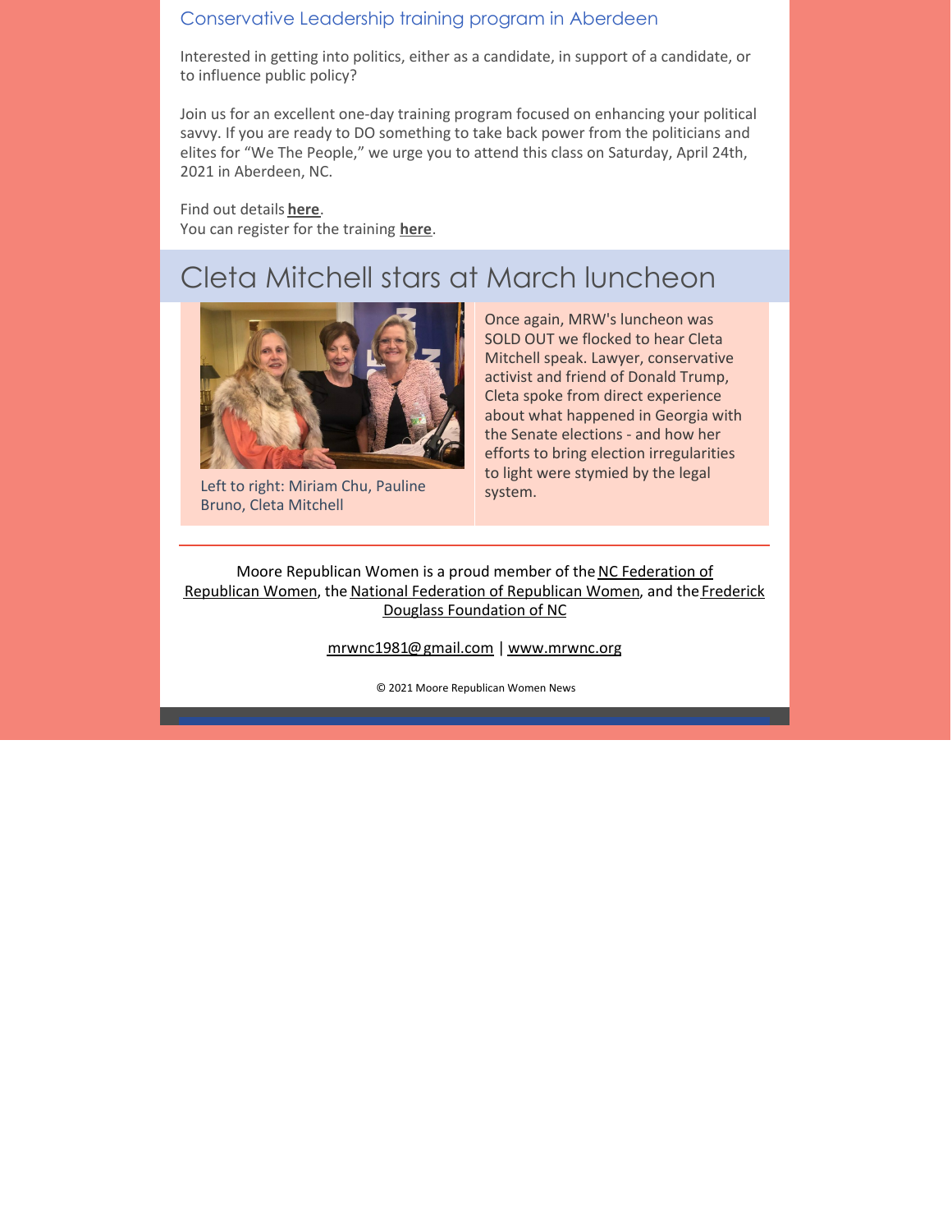### Conservative Leadership training program in Aberdeen

Interested in getting into politics, either as a candidate, in support of a candidate, or to influence public policy?

Join us for an excellent one-day training program focused on enhancing your political savvy. If you are ready to DO something to take back power from the politicians and elites for “We The People,” we urge you to attend this class on Saturday, April 24th, 2021 in Aberdeen, NC.

Find out details **here**.
You can register for the training **here**.

## Cleta Mitchell stars at March luncheon

Left to right: Miriam Chu, Pauline Bruno, Cleta Mitchell

Once again, MRW's luncheon was SOLD OUT we flocked to hear Cleta Mitchell speak. Lawyer, conservative activist and friend of Donald Trump, Cleta spoke from direct experience about what happened in Georgia with the Senate elections - and how her efforts to bring election irregularities to light were stymied by the legal system.

---

Moore Republican Women is a proud member of the NC Federation of Republican Women, the National Federation of Republican Women, and the Frederick Douglass Foundation of NC

mrwnc1981@gmail.com | www.mrwnc.org

© 2021 Moore Republican Women News